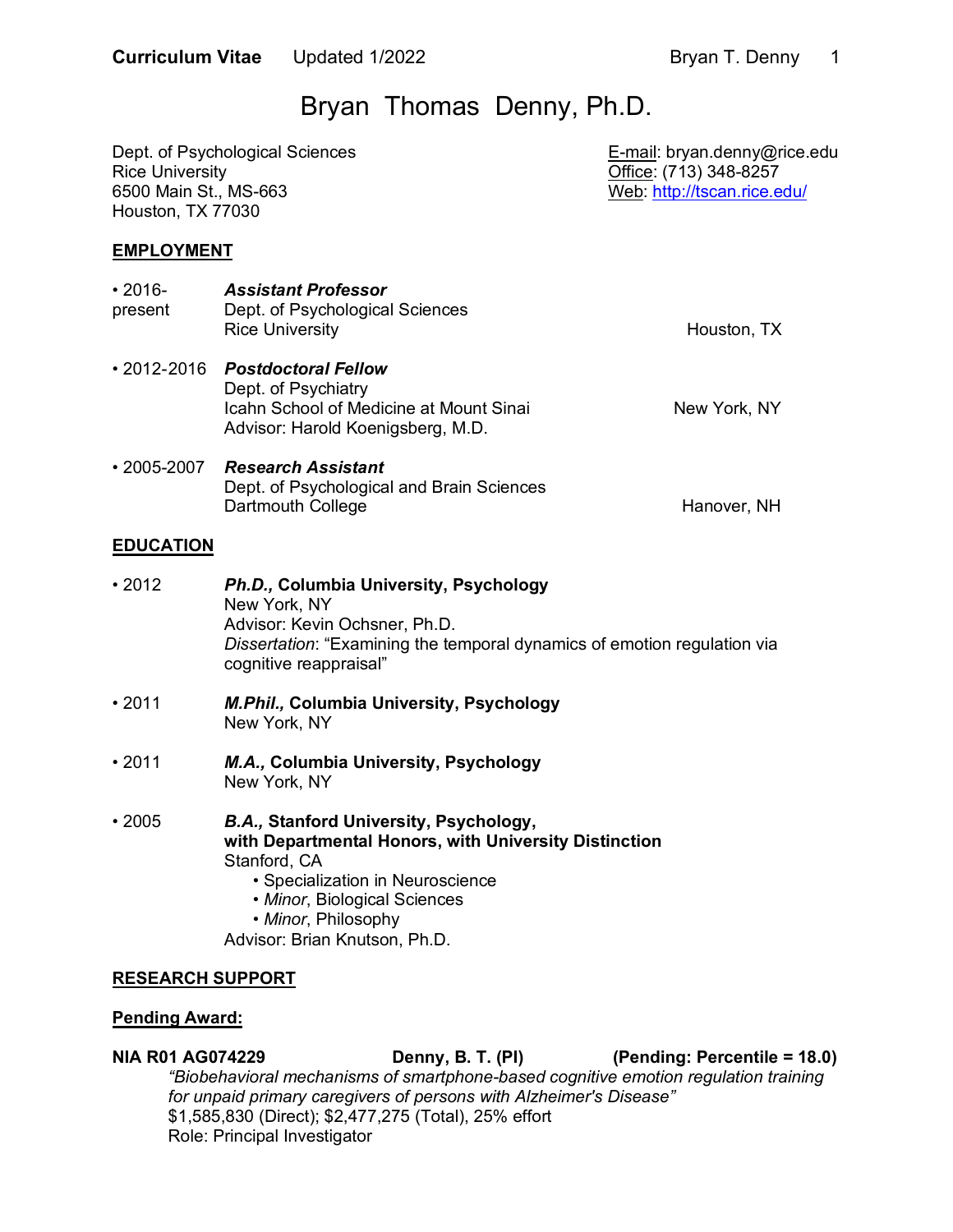# Bryan Thomas Denny, Ph.D.

Dept. of Psychological Sciences
Rice University
6500 Main St., MS-663
Houston, TX 77030

E-mail: bryan.denny@rice.edu
Office: (713) 348-8257
Web: http://tscan.rice.edu/

## EMPLOYMENT

• 2016-present **_Assistant Professor_**
Dept. of Psychological Sciences
Rice University — Houston, TX

• 2012-2016 **_Postdoctoral Fellow_**
Dept. of Psychiatry
Icahn School of Medicine at Mount Sinai — New York, NY
Advisor: Harold Koenigsberg, M.D.

• 2005-2007 **_Research Assistant_**
Dept. of Psychological and Brain Sciences
Dartmouth College — Hanover, NH

## EDUCATION

• 2012 **_Ph.D.,_ Columbia University, Psychology**
New York, NY
Advisor: Kevin Ochsner, Ph.D.
*Dissertation*: "Examining the temporal dynamics of emotion regulation via cognitive reappraisal"

• 2011 **_M.Phil.,_ Columbia University, Psychology**
New York, NY

• 2011 **_M.A.,_ Columbia University, Psychology**
New York, NY

• 2005 **_B.A.,_ Stanford University, Psychology, with Departmental Honors, with University Distinction**
Stanford, CA
- Specialization in Neuroscience
- *Minor*, Biological Sciences
- *Minor*, Philosophy

Advisor: Brian Knutson, Ph.D.

## RESEARCH SUPPORT

### Pending Award:

**NIA R01 AG074229 — Denny, B. T. (PI) — (Pending: Percentile = 18.0)**
*"Biobehavioral mechanisms of smartphone-based cognitive emotion regulation training for unpaid primary caregivers of persons with Alzheimer's Disease"*
$1,585,830 (Direct); $2,477,275 (Total), 25% effort
Role: Principal Investigator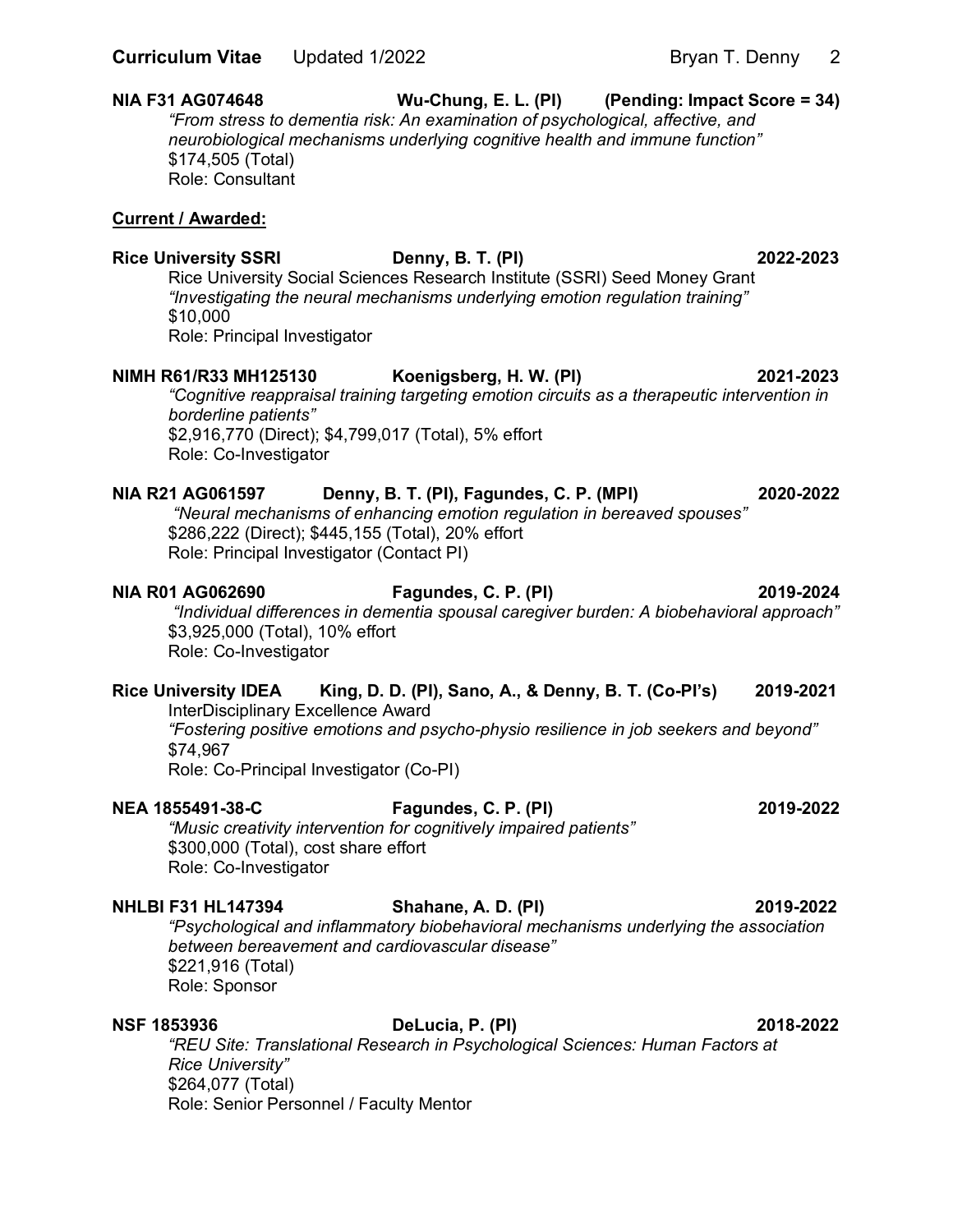**NIA F31 AG074648** **Wu-Chung, E. L. (PI)** **(Pending: Impact Score = 34)**
*"From stress to dementia risk: An examination of psychological, affective, and neurobiological mechanisms underlying cognitive health and immune function"*
$174,505 (Total)
Role: Consultant

**Current / Awarded:**

**Rice University SSRI** **Denny, B. T. (PI)** **2022-2023**
Rice University Social Sciences Research Institute (SSRI) Seed Money Grant
*"Investigating the neural mechanisms underlying emotion regulation training"*
$10,000
Role: Principal Investigator

**NIMH R61/R33 MH125130** **Koenigsberg, H. W. (PI)** **2021-2023**
*"Cognitive reappraisal training targeting emotion circuits as a therapeutic intervention in borderline patients"*
$2,916,770 (Direct); $4,799,017 (Total), 5% effort
Role: Co-Investigator

**NIA R21 AG061597** **Denny, B. T. (PI), Fagundes, C. P. (MPI)** **2020-2022**
*"Neural mechanisms of enhancing emotion regulation in bereaved spouses"*
$286,222 (Direct); $445,155 (Total), 20% effort
Role: Principal Investigator (Contact PI)

**NIA R01 AG062690** **Fagundes, C. P. (PI)** **2019-2024**
*"Individual differences in dementia spousal caregiver burden: A biobehavioral approach"*
$3,925,000 (Total), 10% effort
Role: Co-Investigator

**Rice University IDEA** **King, D. D. (PI), Sano, A., & Denny, B. T. (Co-PI's)** **2019-2021**
InterDisciplinary Excellence Award
*"Fostering positive emotions and psycho-physio resilience in job seekers and beyond"*
$74,967
Role: Co-Principal Investigator (Co-PI)

**NEA 1855491-38-C** **Fagundes, C. P. (PI)** **2019-2022**
*"Music creativity intervention for cognitively impaired patients"*
$300,000 (Total), cost share effort
Role: Co-Investigator

**NHLBI F31 HL147394** **Shahane, A. D. (PI)** **2019-2022**
*"Psychological and inflammatory biobehavioral mechanisms underlying the association between bereavement and cardiovascular disease"*
$221,916 (Total)
Role: Sponsor

**NSF 1853936** **DeLucia, P. (PI)** **2018-2022**
*"REU Site: Translational Research in Psychological Sciences: Human Factors at Rice University"*
$264,077 (Total)
Role: Senior Personnel / Faculty Mentor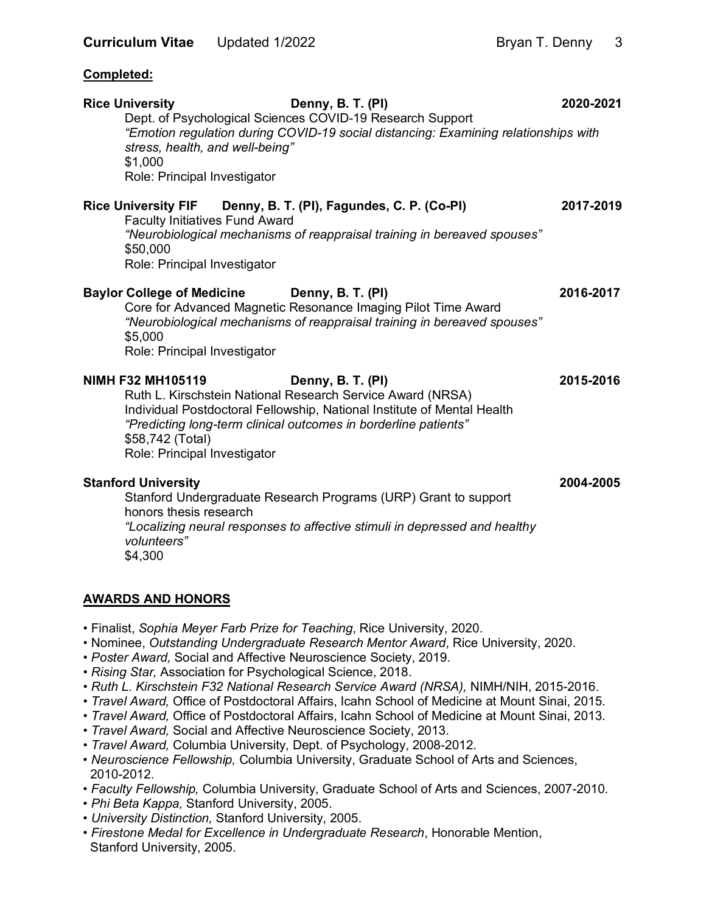**Completed:**

**Rice University** **Denny, B. T. (PI)** **2020-2021**
Dept. of Psychological Sciences COVID-19 Research Support
*"Emotion regulation during COVID-19 social distancing: Examining relationships with stress, health, and well-being"*
$1,000
Role: Principal Investigator

**Rice University FIF** **Denny, B. T. (PI), Fagundes, C. P. (Co-PI)** **2017-2019**
Faculty Initiatives Fund Award
*"Neurobiological mechanisms of reappraisal training in bereaved spouses"*
$50,000
Role: Principal Investigator

**Baylor College of Medicine** **Denny, B. T. (PI)** **2016-2017**
Core for Advanced Magnetic Resonance Imaging Pilot Time Award
*"Neurobiological mechanisms of reappraisal training in bereaved spouses"*
$5,000
Role: Principal Investigator

**NIMH F32 MH105119** **Denny, B. T. (PI)** **2015-2016**
Ruth L. Kirschstein National Research Service Award (NRSA)
Individual Postdoctoral Fellowship, National Institute of Mental Health
*"Predicting long-term clinical outcomes in borderline patients"*
$58,742 (Total)
Role: Principal Investigator

**Stanford University** **2004-2005**
Stanford Undergraduate Research Programs (URP) Grant to support honors thesis research
*"Localizing neural responses to affective stimuli in depressed and healthy volunteers"*
$4,300

## AWARDS AND HONORS

- Finalist, *Sophia Meyer Farb Prize for Teaching*, Rice University, 2020.
- Nominee, *Outstanding Undergraduate Research Mentor Award*, Rice University, 2020.
- *Poster Award,* Social and Affective Neuroscience Society, 2019.
- *Rising Star,* Association for Psychological Science, 2018.
- *Ruth L. Kirschstein F32 National Research Service Award (NRSA),* NIMH/NIH, 2015-2016.
- *Travel Award,* Office of Postdoctoral Affairs, Icahn School of Medicine at Mount Sinai, 2015.
- *Travel Award,* Office of Postdoctoral Affairs, Icahn School of Medicine at Mount Sinai, 2013.
- *Travel Award,* Social and Affective Neuroscience Society, 2013.
- *Travel Award,* Columbia University, Dept. of Psychology, 2008-2012.
- *Neuroscience Fellowship,* Columbia University, Graduate School of Arts and Sciences, 2010-2012.
- *Faculty Fellowship,* Columbia University, Graduate School of Arts and Sciences, 2007-2010.
- *Phi Beta Kappa,* Stanford University, 2005.
- *University Distinction,* Stanford University, 2005.
- *Firestone Medal for Excellence in Undergraduate Research*, Honorable Mention, Stanford University, 2005.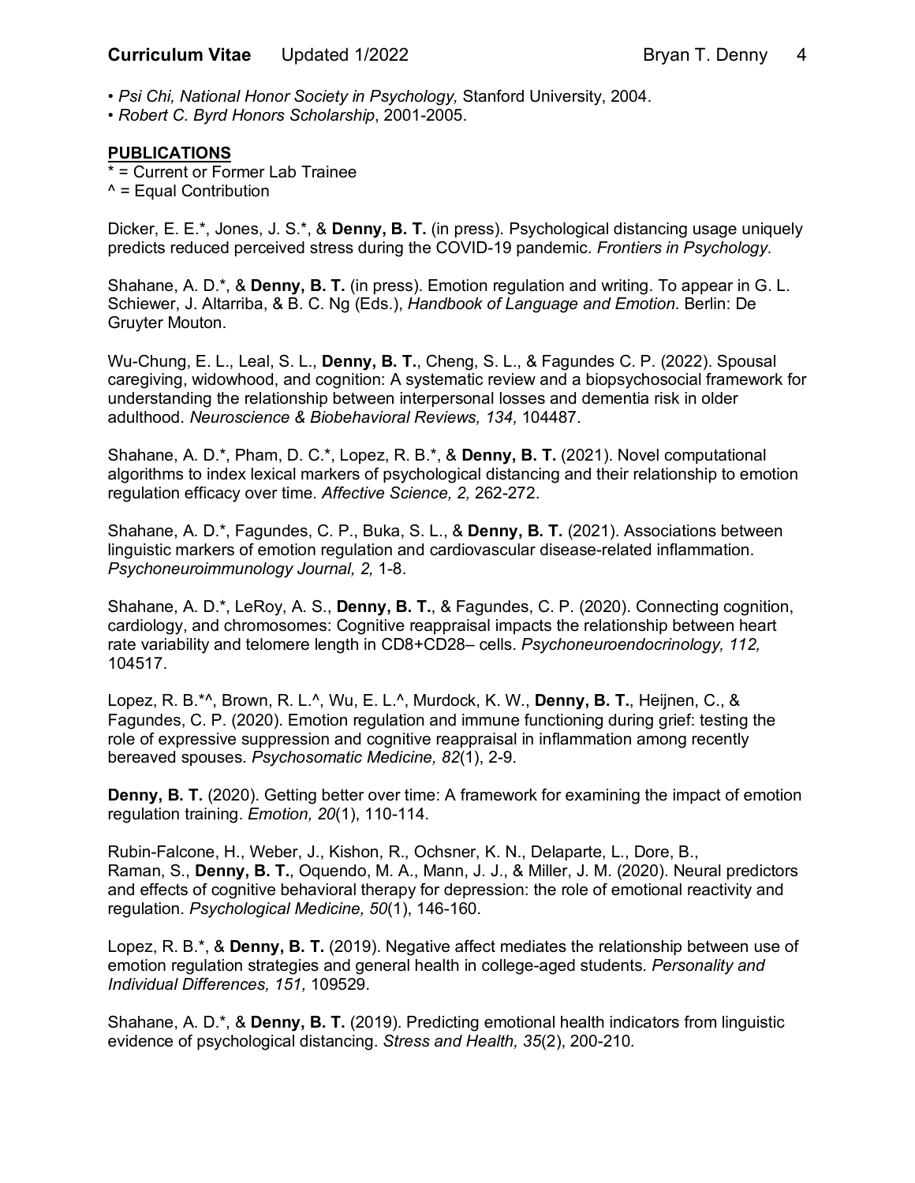• *Psi Chi, National Honor Society in Psychology,* Stanford University, 2004.
• *Robert C. Byrd Honors Scholarship*, 2001-2005.

## PUBLICATIONS

* = Current or Former Lab Trainee
^ = Equal Contribution

Dicker, E. E.*, Jones, J. S.*, & **Denny, B. T.** (in press). Psychological distancing usage uniquely predicts reduced perceived stress during the COVID-19 pandemic. *Frontiers in Psychology.*

Shahane, A. D.*, & **Denny, B. T.** (in press). Emotion regulation and writing. To appear in G. L. Schiewer, J. Altarriba, & B. C. Ng (Eds.), *Handbook of Language and Emotion*. Berlin: De Gruyter Mouton.

Wu-Chung, E. L., Leal, S. L., **Denny, B. T.**, Cheng, S. L., & Fagundes C. P. (2022). Spousal caregiving, widowhood, and cognition: A systematic review and a biopsychosocial framework for understanding the relationship between interpersonal losses and dementia risk in older adulthood. *Neuroscience & Biobehavioral Reviews, 134,* 104487.

Shahane, A. D.*, Pham, D. C.*, Lopez, R. B.*, & **Denny, B. T.** (2021). Novel computational algorithms to index lexical markers of psychological distancing and their relationship to emotion regulation efficacy over time. *Affective Science, 2,* 262-272.

Shahane, A. D.*, Fagundes, C. P., Buka, S. L., & **Denny, B. T.** (2021). Associations between linguistic markers of emotion regulation and cardiovascular disease-related inflammation. *Psychoneuroimmunology Journal, 2,* 1-8.

Shahane, A. D.*, LeRoy, A. S., **Denny, B. T.**, & Fagundes, C. P. (2020). Connecting cognition, cardiology, and chromosomes: Cognitive reappraisal impacts the relationship between heart rate variability and telomere length in CD8+CD28– cells. *Psychoneuroendocrinology, 112,* 104517.

Lopez, R. B.*^, Brown, R. L.^, Wu, E. L.^, Murdock, K. W., **Denny, B. T.**, Heijnen, C., & Fagundes, C. P. (2020). Emotion regulation and immune functioning during grief: testing the role of expressive suppression and cognitive reappraisal in inflammation among recently bereaved spouses. *Psychosomatic Medicine, 82*(1), 2-9.

**Denny, B. T.** (2020). Getting better over time: A framework for examining the impact of emotion regulation training. *Emotion, 20*(1), 110-114.

Rubin-Falcone, H., Weber, J., Kishon, R., Ochsner, K. N., Delaparte, L., Dore, B., Raman, S., **Denny, B. T.**, Oquendo, M. A., Mann, J. J., & Miller, J. M. (2020). Neural predictors and effects of cognitive behavioral therapy for depression: the role of emotional reactivity and regulation. *Psychological Medicine, 50*(1), 146-160.

Lopez, R. B.*, & **Denny, B. T.** (2019). Negative affect mediates the relationship between use of emotion regulation strategies and general health in college-aged students. *Personality and Individual Differences, 151,* 109529.

Shahane, A. D.*, & **Denny, B. T.** (2019). Predicting emotional health indicators from linguistic evidence of psychological distancing. *Stress and Health, 35*(2), 200-210.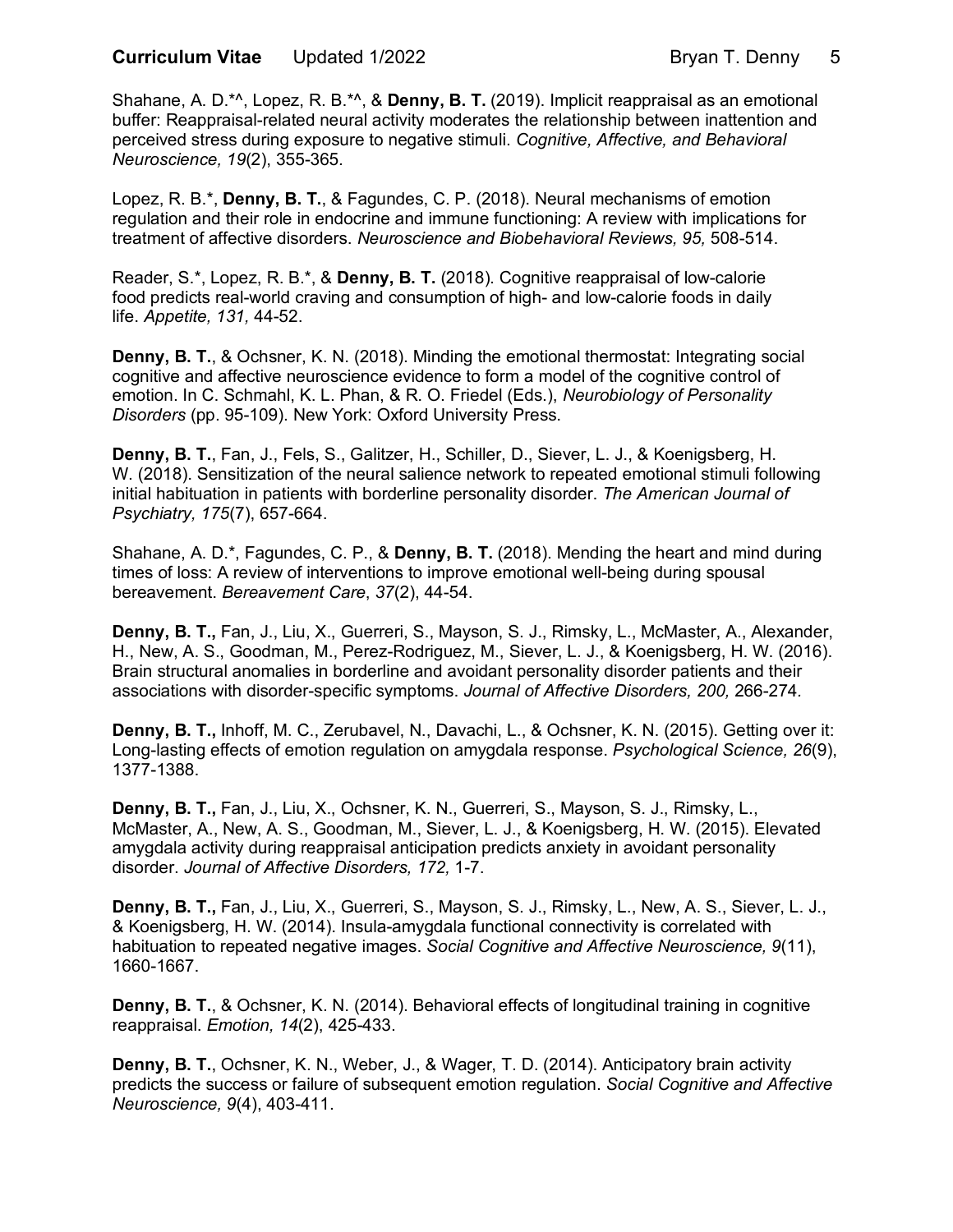Shahane, A. D.*^, Lopez, R. B.*^, & **Denny, B. T.** (2019). Implicit reappraisal as an emotional buffer: Reappraisal-related neural activity moderates the relationship between inattention and perceived stress during exposure to negative stimuli. *Cognitive, Affective, and Behavioral Neuroscience, 19*(2), 355-365.

Lopez, R. B.*, **Denny, B. T.**, & Fagundes, C. P. (2018). Neural mechanisms of emotion regulation and their role in endocrine and immune functioning: A review with implications for treatment of affective disorders. *Neuroscience and Biobehavioral Reviews, 95,* 508-514.

Reader, S.*, Lopez, R. B.*, & **Denny, B. T.** (2018). Cognitive reappraisal of low-calorie food predicts real-world craving and consumption of high- and low-calorie foods in daily life. *Appetite, 131,* 44-52.

**Denny, B. T.**, & Ochsner, K. N. (2018). Minding the emotional thermostat: Integrating social cognitive and affective neuroscience evidence to form a model of the cognitive control of emotion. In C. Schmahl, K. L. Phan, & R. O. Friedel (Eds.), *Neurobiology of Personality Disorders* (pp. 95-109). New York: Oxford University Press.

**Denny, B. T.**, Fan, J., Fels, S., Galitzer, H., Schiller, D., Siever, L. J., & Koenigsberg, H. W. (2018). Sensitization of the neural salience network to repeated emotional stimuli following initial habituation in patients with borderline personality disorder. *The American Journal of Psychiatry, 175*(7), 657-664.

Shahane, A. D.*, Fagundes, C. P., & **Denny, B. T.** (2018). Mending the heart and mind during times of loss: A review of interventions to improve emotional well-being during spousal bereavement. *Bereavement Care*, *37*(2), 44-54.

**Denny, B. T.,** Fan, J., Liu, X., Guerreri, S., Mayson, S. J., Rimsky, L., McMaster, A., Alexander, H., New, A. S., Goodman, M., Perez-Rodriguez, M., Siever, L. J., & Koenigsberg, H. W. (2016). Brain structural anomalies in borderline and avoidant personality disorder patients and their associations with disorder-specific symptoms. *Journal of Affective Disorders, 200,* 266-274.

**Denny, B. T.,** Inhoff, M. C., Zerubavel, N., Davachi, L., & Ochsner, K. N. (2015). Getting over it: Long-lasting effects of emotion regulation on amygdala response. *Psychological Science, 26*(9), 1377-1388.

**Denny, B. T.,** Fan, J., Liu, X., Ochsner, K. N., Guerreri, S., Mayson, S. J., Rimsky, L., McMaster, A., New, A. S., Goodman, M., Siever, L. J., & Koenigsberg, H. W. (2015). Elevated amygdala activity during reappraisal anticipation predicts anxiety in avoidant personality disorder. *Journal of Affective Disorders, 172,* 1-7.

**Denny, B. T.,** Fan, J., Liu, X., Guerreri, S., Mayson, S. J., Rimsky, L., New, A. S., Siever, L. J., & Koenigsberg, H. W. (2014). Insula-amygdala functional connectivity is correlated with habituation to repeated negative images. *Social Cognitive and Affective Neuroscience, 9*(11), 1660-1667.

**Denny, B. T.**, & Ochsner, K. N. (2014). Behavioral effects of longitudinal training in cognitive reappraisal. *Emotion, 14*(2), 425-433.

**Denny, B. T.**, Ochsner, K. N., Weber, J., & Wager, T. D. (2014). Anticipatory brain activity predicts the success or failure of subsequent emotion regulation. *Social Cognitive and Affective Neuroscience, 9*(4), 403-411.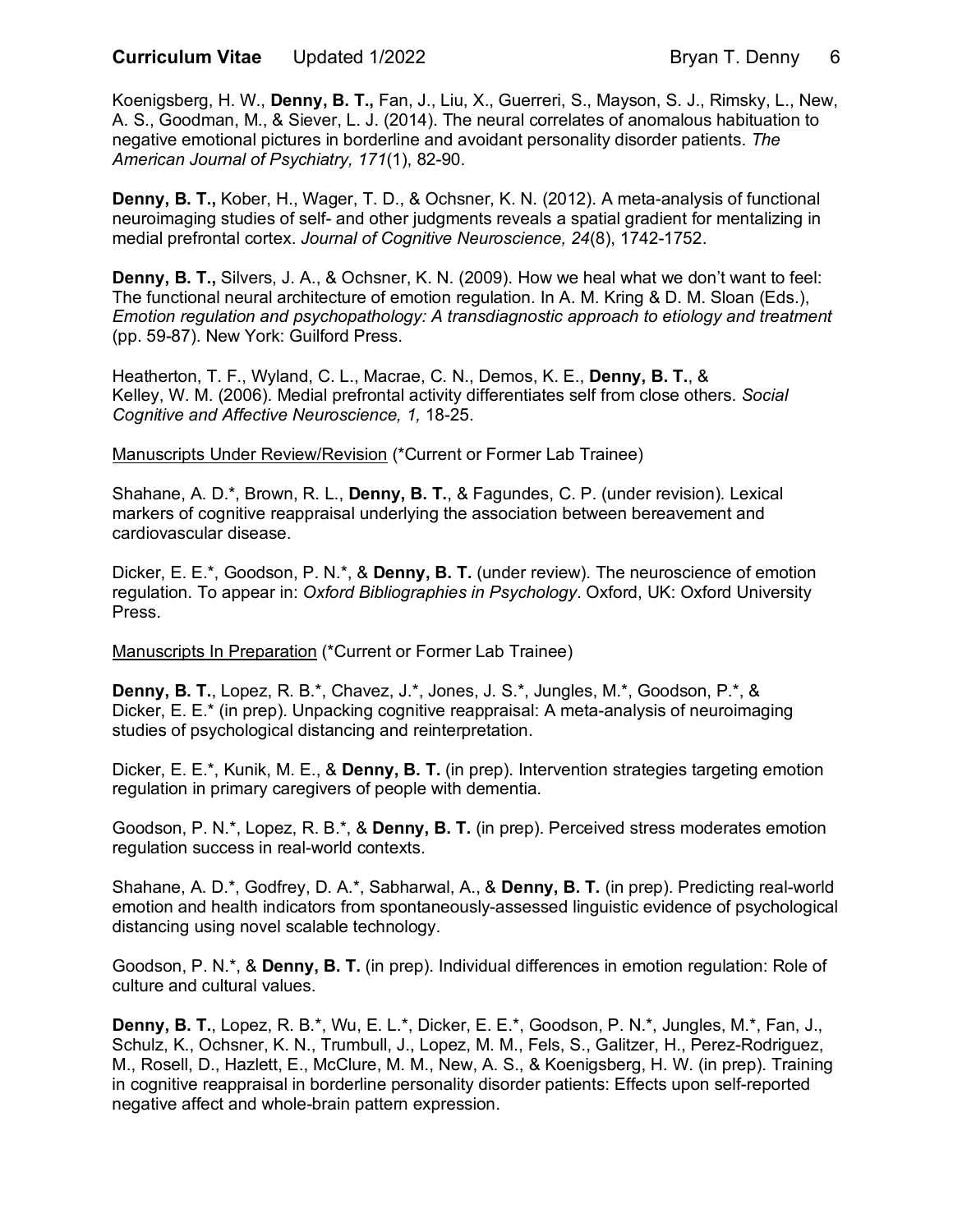Koenigsberg, H. W., **Denny, B. T.,** Fan, J., Liu, X., Guerreri, S., Mayson, S. J., Rimsky, L., New, A. S., Goodman, M., & Siever, L. J. (2014). The neural correlates of anomalous habituation to negative emotional pictures in borderline and avoidant personality disorder patients. *The American Journal of Psychiatry, 171*(1), 82-90.

**Denny, B. T.,** Kober, H., Wager, T. D., & Ochsner, K. N. (2012). A meta-analysis of functional neuroimaging studies of self- and other judgments reveals a spatial gradient for mentalizing in medial prefrontal cortex. *Journal of Cognitive Neuroscience, 24*(8), 1742-1752.

**Denny, B. T.,** Silvers, J. A., & Ochsner, K. N. (2009). How we heal what we don't want to feel: The functional neural architecture of emotion regulation. In A. M. Kring & D. M. Sloan (Eds.), *Emotion regulation and psychopathology: A transdiagnostic approach to etiology and treatment* (pp. 59-87). New York: Guilford Press.

Heatherton, T. F., Wyland, C. L., Macrae, C. N., Demos, K. E., **Denny, B. T.**, & Kelley, W. M. (2006). Medial prefrontal activity differentiates self from close others. *Social Cognitive and Affective Neuroscience, 1,* 18-25.

Manuscripts Under Review/Revision (*Current or Former Lab Trainee)

Shahane, A. D.*, Brown, R. L., **Denny, B. T.**, & Fagundes, C. P. (under revision). Lexical markers of cognitive reappraisal underlying the association between bereavement and cardiovascular disease.

Dicker, E. E.*, Goodson, P. N.*, & **Denny, B. T.** (under review). The neuroscience of emotion regulation. To appear in: *Oxford Bibliographies in Psychology*. Oxford, UK: Oxford University Press.

Manuscripts In Preparation (*Current or Former Lab Trainee)

**Denny, B. T.**, Lopez, R. B.*, Chavez, J.*, Jones, J. S.*, Jungles, M.*, Goodson, P.*, & Dicker, E. E.* (in prep). Unpacking cognitive reappraisal: A meta-analysis of neuroimaging studies of psychological distancing and reinterpretation.

Dicker, E. E.*, Kunik, M. E., & **Denny, B. T.** (in prep). Intervention strategies targeting emotion regulation in primary caregivers of people with dementia.

Goodson, P. N.*, Lopez, R. B.*, & **Denny, B. T.** (in prep). Perceived stress moderates emotion regulation success in real-world contexts.

Shahane, A. D.*, Godfrey, D. A.*, Sabharwal, A., & **Denny, B. T.** (in prep). Predicting real-world emotion and health indicators from spontaneously-assessed linguistic evidence of psychological distancing using novel scalable technology.

Goodson, P. N.*, & **Denny, B. T.** (in prep). Individual differences in emotion regulation: Role of culture and cultural values.

**Denny, B. T.**, Lopez, R. B.*, Wu, E. L.*, Dicker, E. E.*, Goodson, P. N.*, Jungles, M.*, Fan, J., Schulz, K., Ochsner, K. N., Trumbull, J., Lopez, M. M., Fels, S., Galitzer, H., Perez-Rodriguez, M., Rosell, D., Hazlett, E., McClure, M. M., New, A. S., & Koenigsberg, H. W. (in prep). Training in cognitive reappraisal in borderline personality disorder patients: Effects upon self-reported negative affect and whole-brain pattern expression.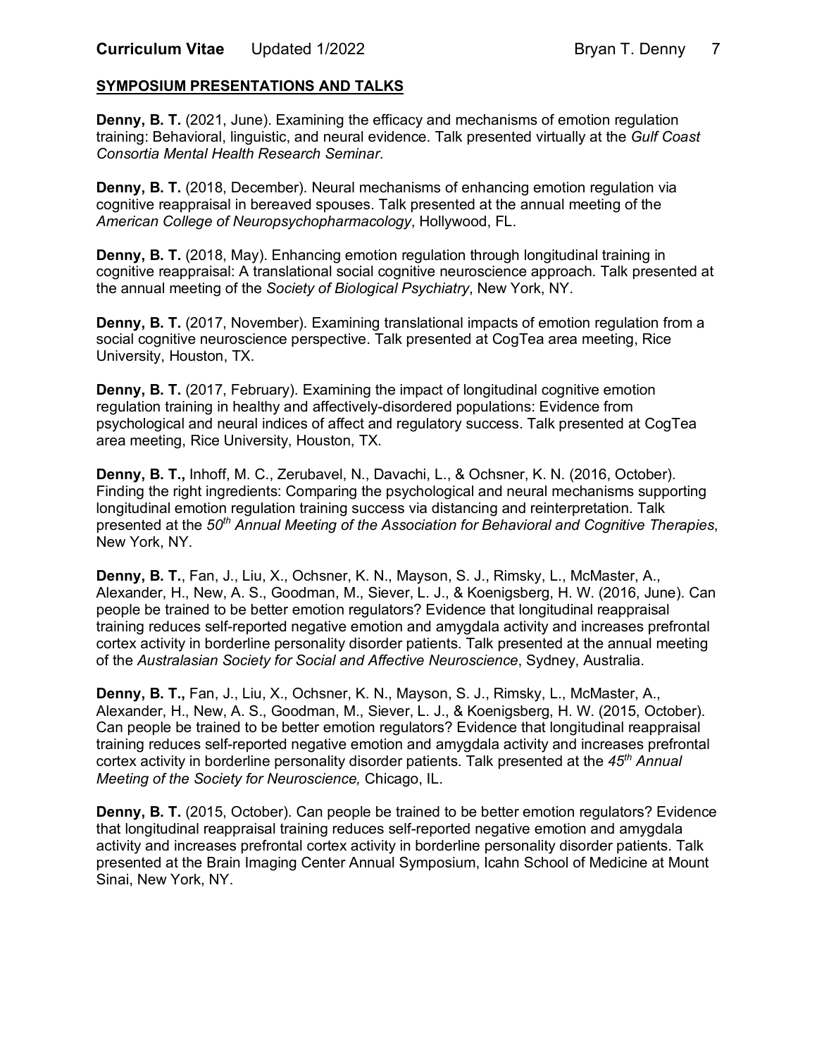## SYMPOSIUM PRESENTATIONS AND TALKS

**Denny, B. T.** (2021, June). Examining the efficacy and mechanisms of emotion regulation training: Behavioral, linguistic, and neural evidence. Talk presented virtually at the *Gulf Coast Consortia Mental Health Research Seminar*.

**Denny, B. T.** (2018, December). Neural mechanisms of enhancing emotion regulation via cognitive reappraisal in bereaved spouses. Talk presented at the annual meeting of the *American College of Neuropsychopharmacology*, Hollywood, FL.

**Denny, B. T.** (2018, May). Enhancing emotion regulation through longitudinal training in cognitive reappraisal: A translational social cognitive neuroscience approach. Talk presented at the annual meeting of the *Society of Biological Psychiatry*, New York, NY.

**Denny, B. T.** (2017, November). Examining translational impacts of emotion regulation from a social cognitive neuroscience perspective. Talk presented at CogTea area meeting, Rice University, Houston, TX.

**Denny, B. T.** (2017, February). Examining the impact of longitudinal cognitive emotion regulation training in healthy and affectively-disordered populations: Evidence from psychological and neural indices of affect and regulatory success. Talk presented at CogTea area meeting, Rice University, Houston, TX.

**Denny, B. T.,** Inhoff, M. C., Zerubavel, N., Davachi, L., & Ochsner, K. N. (2016, October). Finding the right ingredients: Comparing the psychological and neural mechanisms supporting longitudinal emotion regulation training success via distancing and reinterpretation. Talk presented at the *50th Annual Meeting of the Association for Behavioral and Cognitive Therapies*, New York, NY.

**Denny, B. T.**, Fan, J., Liu, X., Ochsner, K. N., Mayson, S. J., Rimsky, L., McMaster, A., Alexander, H., New, A. S., Goodman, M., Siever, L. J., & Koenigsberg, H. W. (2016, June). Can people be trained to be better emotion regulators? Evidence that longitudinal reappraisal training reduces self-reported negative emotion and amygdala activity and increases prefrontal cortex activity in borderline personality disorder patients. Talk presented at the annual meeting of the *Australasian Society for Social and Affective Neuroscience*, Sydney, Australia.

**Denny, B. T.,** Fan, J., Liu, X., Ochsner, K. N., Mayson, S. J., Rimsky, L., McMaster, A., Alexander, H., New, A. S., Goodman, M., Siever, L. J., & Koenigsberg, H. W. (2015, October). Can people be trained to be better emotion regulators? Evidence that longitudinal reappraisal training reduces self-reported negative emotion and amygdala activity and increases prefrontal cortex activity in borderline personality disorder patients. Talk presented at the *45th Annual Meeting of the Society for Neuroscience,* Chicago, IL.

**Denny, B. T.** (2015, October). Can people be trained to be better emotion regulators? Evidence that longitudinal reappraisal training reduces self-reported negative emotion and amygdala activity and increases prefrontal cortex activity in borderline personality disorder patients. Talk presented at the Brain Imaging Center Annual Symposium, Icahn School of Medicine at Mount Sinai, New York, NY.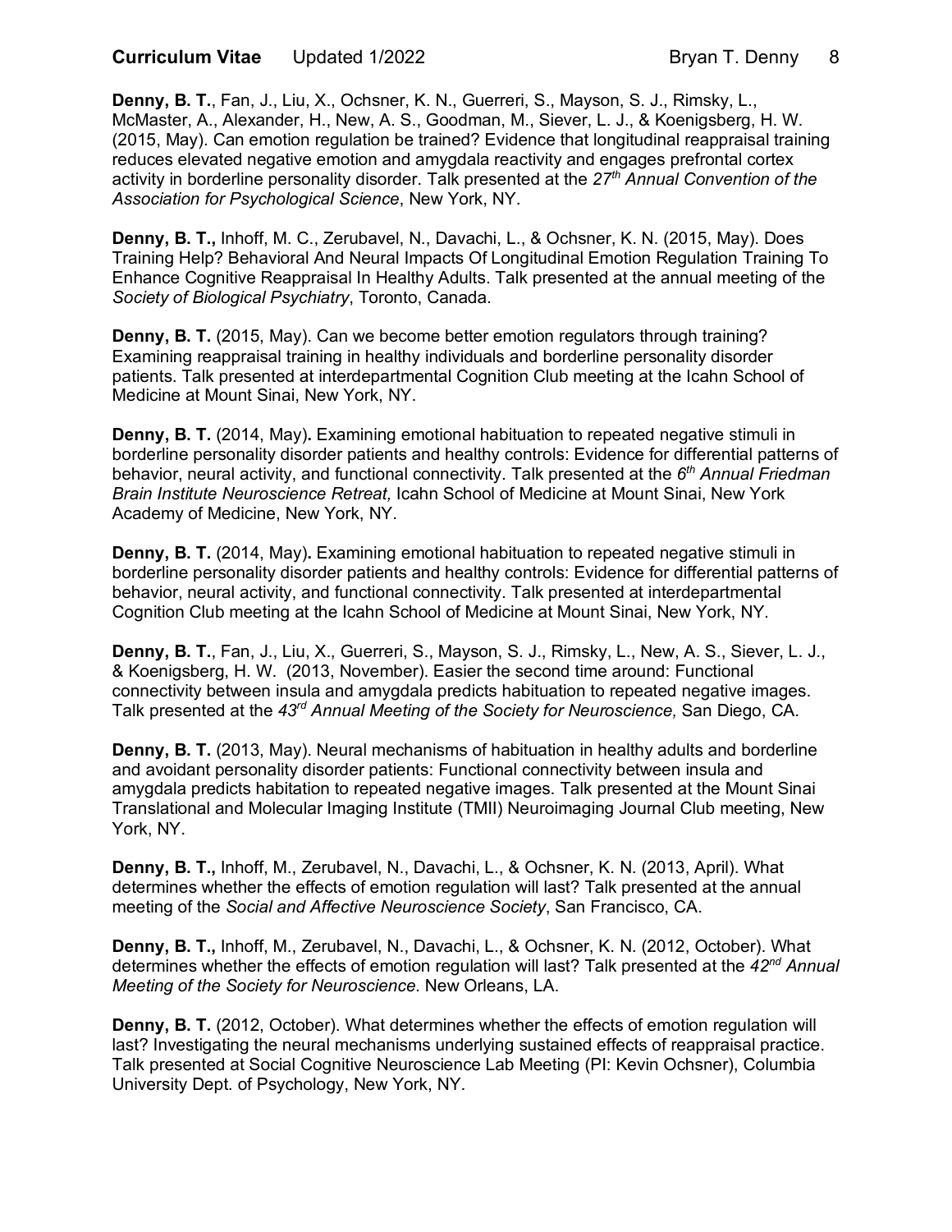**Denny, B. T.**, Fan, J., Liu, X., Ochsner, K. N., Guerreri, S., Mayson, S. J., Rimsky, L., McMaster, A., Alexander, H., New, A. S., Goodman, M., Siever, L. J., & Koenigsberg, H. W. (2015, May). Can emotion regulation be trained? Evidence that longitudinal reappraisal training reduces elevated negative emotion and amygdala reactivity and engages prefrontal cortex activity in borderline personality disorder. Talk presented at the *27th Annual Convention of the Association for Psychological Science*, New York, NY.

**Denny, B. T.,** Inhoff, M. C., Zerubavel, N., Davachi, L., & Ochsner, K. N. (2015, May). Does Training Help? Behavioral And Neural Impacts Of Longitudinal Emotion Regulation Training To Enhance Cognitive Reappraisal In Healthy Adults. Talk presented at the annual meeting of the *Society of Biological Psychiatry*, Toronto, Canada.

**Denny, B. T.** (2015, May). Can we become better emotion regulators through training? Examining reappraisal training in healthy individuals and borderline personality disorder patients. Talk presented at interdepartmental Cognition Club meeting at the Icahn School of Medicine at Mount Sinai, New York, NY.

**Denny, B. T.** (2014, May)**.** Examining emotional habituation to repeated negative stimuli in borderline personality disorder patients and healthy controls: Evidence for differential patterns of behavior, neural activity, and functional connectivity. Talk presented at the *6th Annual Friedman Brain Institute Neuroscience Retreat,* Icahn School of Medicine at Mount Sinai, New York Academy of Medicine, New York, NY.

**Denny, B. T.** (2014, May)**.** Examining emotional habituation to repeated negative stimuli in borderline personality disorder patients and healthy controls: Evidence for differential patterns of behavior, neural activity, and functional connectivity. Talk presented at interdepartmental Cognition Club meeting at the Icahn School of Medicine at Mount Sinai, New York, NY.

**Denny, B. T.**, Fan, J., Liu, X., Guerreri, S., Mayson, S. J., Rimsky, L., New, A. S., Siever, L. J., & Koenigsberg, H. W. (2013, November). Easier the second time around: Functional connectivity between insula and amygdala predicts habituation to repeated negative images. Talk presented at the *43rd Annual Meeting of the Society for Neuroscience,* San Diego, CA.

**Denny, B. T.** (2013, May). Neural mechanisms of habituation in healthy adults and borderline and avoidant personality disorder patients: Functional connectivity between insula and amygdala predicts habitation to repeated negative images. Talk presented at the Mount Sinai Translational and Molecular Imaging Institute (TMII) Neuroimaging Journal Club meeting, New York, NY.

**Denny, B. T.,** Inhoff, M., Zerubavel, N., Davachi, L., & Ochsner, K. N. (2013, April). What determines whether the effects of emotion regulation will last? Talk presented at the annual meeting of the *Social and Affective Neuroscience Society*, San Francisco, CA.

**Denny, B. T.,** Inhoff, M., Zerubavel, N., Davachi, L., & Ochsner, K. N. (2012, October). What determines whether the effects of emotion regulation will last? Talk presented at the *42nd Annual Meeting of the Society for Neuroscience*. New Orleans, LA.

**Denny, B. T.** (2012, October). What determines whether the effects of emotion regulation will last? Investigating the neural mechanisms underlying sustained effects of reappraisal practice. Talk presented at Social Cognitive Neuroscience Lab Meeting (PI: Kevin Ochsner), Columbia University Dept. of Psychology, New York, NY.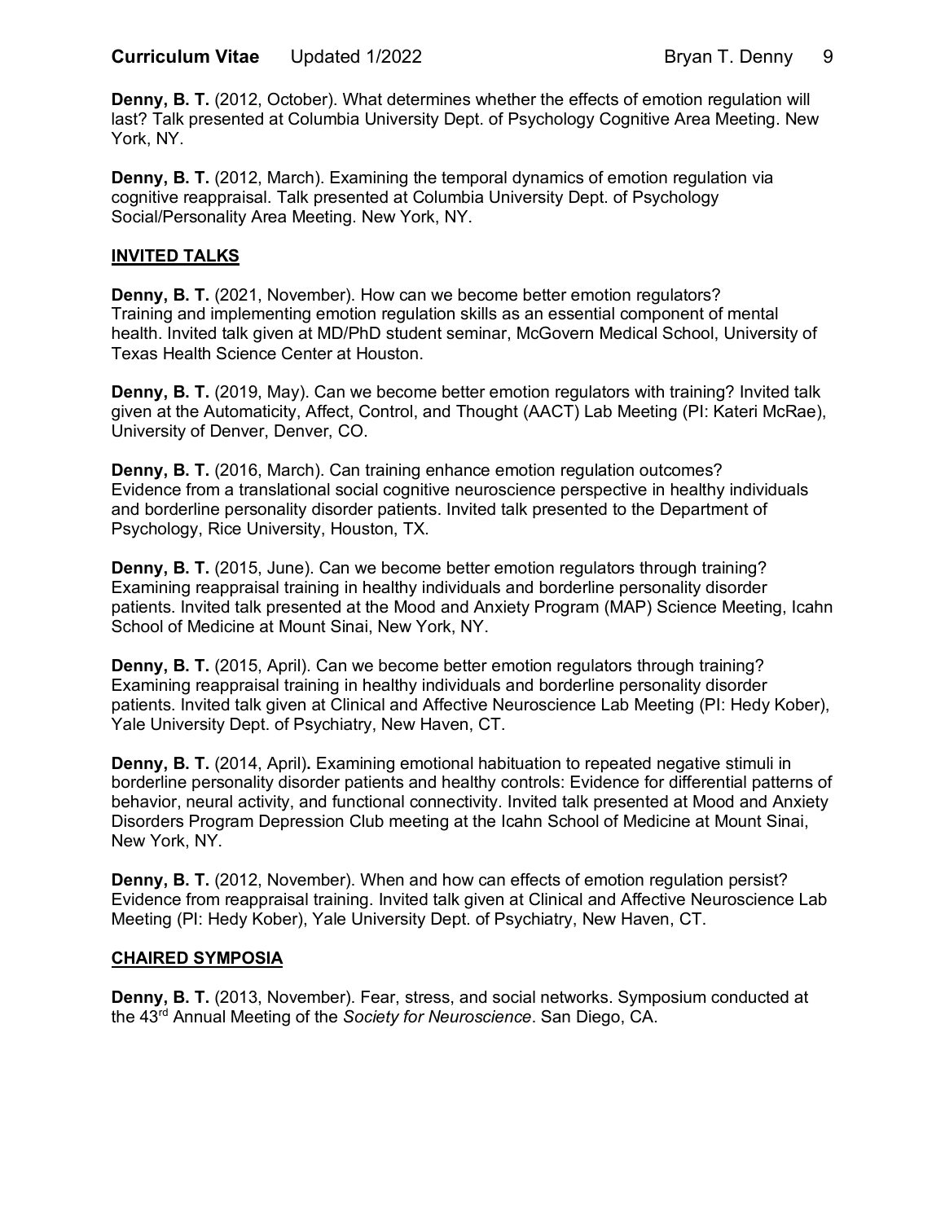**Denny, B. T.** (2012, October). What determines whether the effects of emotion regulation will last? Talk presented at Columbia University Dept. of Psychology Cognitive Area Meeting. New York, NY.

**Denny, B. T.** (2012, March). Examining the temporal dynamics of emotion regulation via cognitive reappraisal. Talk presented at Columbia University Dept. of Psychology Social/Personality Area Meeting. New York, NY.

## INVITED TALKS

**Denny, B. T.** (2021, November). How can we become better emotion regulators? Training and implementing emotion regulation skills as an essential component of mental health. Invited talk given at MD/PhD student seminar, McGovern Medical School, University of Texas Health Science Center at Houston.

**Denny, B. T.** (2019, May). Can we become better emotion regulators with training? Invited talk given at the Automaticity, Affect, Control, and Thought (AACT) Lab Meeting (PI: Kateri McRae), University of Denver, Denver, CO.

**Denny, B. T.** (2016, March). Can training enhance emotion regulation outcomes? Evidence from a translational social cognitive neuroscience perspective in healthy individuals and borderline personality disorder patients. Invited talk presented to the Department of Psychology, Rice University, Houston, TX.

**Denny, B. T.** (2015, June). Can we become better emotion regulators through training? Examining reappraisal training in healthy individuals and borderline personality disorder patients. Invited talk presented at the Mood and Anxiety Program (MAP) Science Meeting, Icahn School of Medicine at Mount Sinai, New York, NY.

**Denny, B. T.** (2015, April). Can we become better emotion regulators through training? Examining reappraisal training in healthy individuals and borderline personality disorder patients. Invited talk given at Clinical and Affective Neuroscience Lab Meeting (PI: Hedy Kober), Yale University Dept. of Psychiatry, New Haven, CT.

**Denny, B. T.** (2014, April)**.** Examining emotional habituation to repeated negative stimuli in borderline personality disorder patients and healthy controls: Evidence for differential patterns of behavior, neural activity, and functional connectivity. Invited talk presented at Mood and Anxiety Disorders Program Depression Club meeting at the Icahn School of Medicine at Mount Sinai, New York, NY.

**Denny, B. T.** (2012, November). When and how can effects of emotion regulation persist? Evidence from reappraisal training. Invited talk given at Clinical and Affective Neuroscience Lab Meeting (PI: Hedy Kober), Yale University Dept. of Psychiatry, New Haven, CT.

## CHAIRED SYMPOSIA

**Denny, B. T.** (2013, November). Fear, stress, and social networks. Symposium conducted at the 43rd Annual Meeting of the *Society for Neuroscience*. San Diego, CA.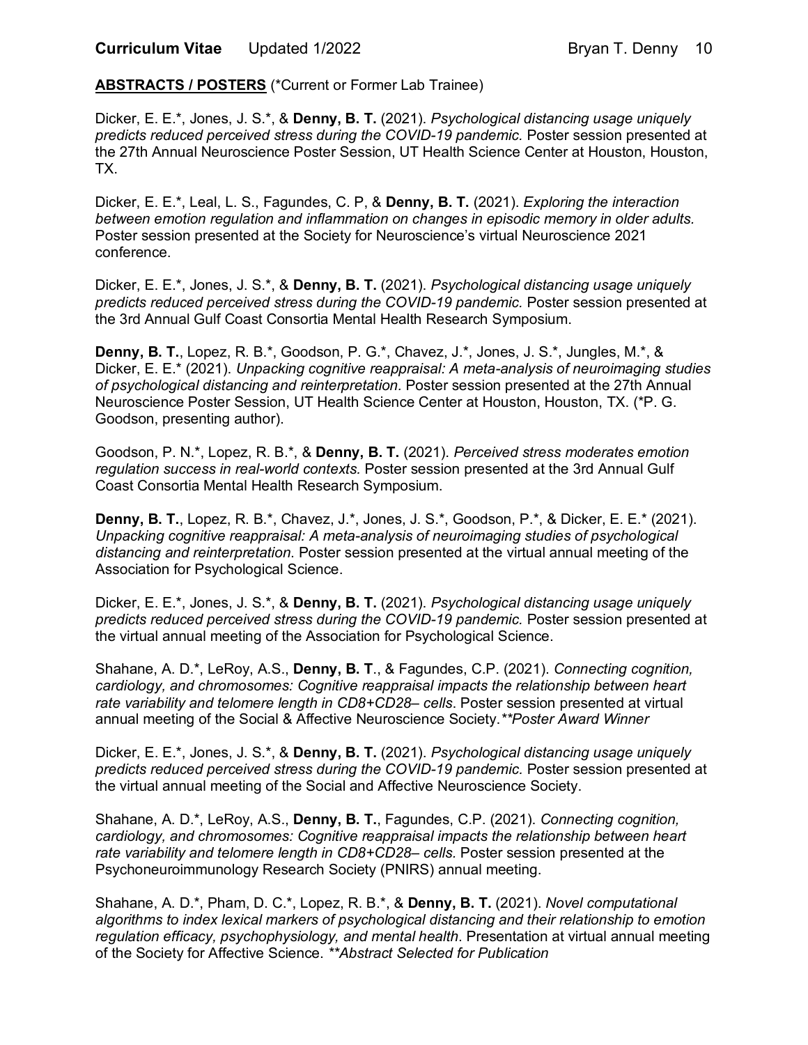**ABSTRACTS / POSTERS** (*Current or Former Lab Trainee)

Dicker, E. E.*, Jones, J. S.*, & **Denny, B. T.** (2021). *Psychological distancing usage uniquely predicts reduced perceived stress during the COVID-19 pandemic.* Poster session presented at the 27th Annual Neuroscience Poster Session, UT Health Science Center at Houston, Houston, TX.

Dicker, E. E.*, Leal, L. S., Fagundes, C. P, & **Denny, B. T.** (2021). *Exploring the interaction between emotion regulation and inflammation on changes in episodic memory in older adults.* Poster session presented at the Society for Neuroscience's virtual Neuroscience 2021 conference.

Dicker, E. E.*, Jones, J. S.*, & **Denny, B. T.** (2021). *Psychological distancing usage uniquely predicts reduced perceived stress during the COVID-19 pandemic.* Poster session presented at the 3rd Annual Gulf Coast Consortia Mental Health Research Symposium.

**Denny, B. T.**, Lopez, R. B.*, Goodson, P. G.*, Chavez, J.*, Jones, J. S.*, Jungles, M.*, & Dicker, E. E.* (2021). *Unpacking cognitive reappraisal: A meta-analysis of neuroimaging studies of psychological distancing and reinterpretation.* Poster session presented at the 27th Annual Neuroscience Poster Session, UT Health Science Center at Houston, Houston, TX. (*P. G. Goodson, presenting author).

Goodson, P. N.*, Lopez, R. B.*, & **Denny, B. T.** (2021). *Perceived stress moderates emotion regulation success in real-world contexts.* Poster session presented at the 3rd Annual Gulf Coast Consortia Mental Health Research Symposium.

**Denny, B. T.**, Lopez, R. B.*, Chavez, J.*, Jones, J. S.*, Goodson, P.*, & Dicker, E. E.* (2021). *Unpacking cognitive reappraisal: A meta-analysis of neuroimaging studies of psychological distancing and reinterpretation.* Poster session presented at the virtual annual meeting of the Association for Psychological Science.

Dicker, E. E.*, Jones, J. S.*, & **Denny, B. T.** (2021). *Psychological distancing usage uniquely predicts reduced perceived stress during the COVID-19 pandemic.* Poster session presented at the virtual annual meeting of the Association for Psychological Science.

Shahane, A. D.*, LeRoy, A.S., **Denny, B. T**., & Fagundes, C.P. (2021). *Connecting cognition, cardiology, and chromosomes: Cognitive reappraisal impacts the relationship between heart rate variability and telomere length in CD8+CD28– cells*. Poster session presented at virtual annual meeting of the Social & Affective Neuroscience Society. ***Poster Award Winner*

Dicker, E. E.*, Jones, J. S.*, & **Denny, B. T.** (2021). *Psychological distancing usage uniquely predicts reduced perceived stress during the COVID-19 pandemic.* Poster session presented at the virtual annual meeting of the Social and Affective Neuroscience Society.

Shahane, A. D.*, LeRoy, A.S., **Denny, B. T.**, Fagundes, C.P. (2021). *Connecting cognition, cardiology, and chromosomes: Cognitive reappraisal impacts the relationship between heart rate variability and telomere length in CD8+CD28– cells.* Poster session presented at the Psychoneuroimmunology Research Society (PNIRS) annual meeting.

Shahane, A. D.*, Pham, D. C.*, Lopez, R. B.*, & **Denny, B. T.** (2021). *Novel computational algorithms to index lexical markers of psychological distancing and their relationship to emotion regulation efficacy, psychophysiology, and mental health*. Presentation at virtual annual meeting of the Society for Affective Science. ***Abstract Selected for Publication*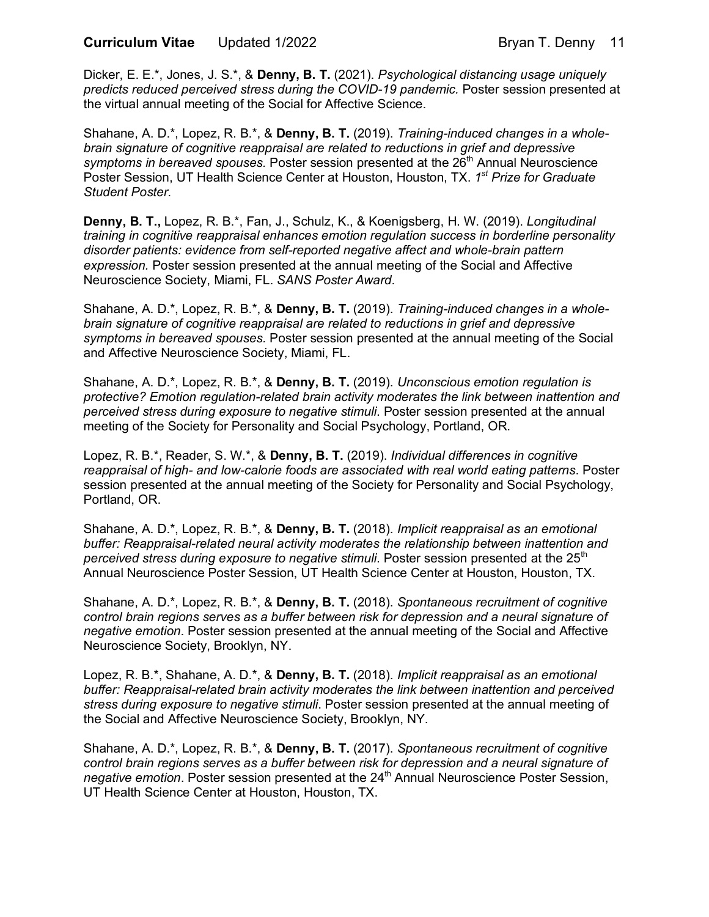Dicker, E. E.*, Jones, J. S.*, & **Denny, B. T.** (2021). *Psychological distancing usage uniquely predicts reduced perceived stress during the COVID-19 pandemic.* Poster session presented at the virtual annual meeting of the Social for Affective Science.

Shahane, A. D.*, Lopez, R. B.*, & **Denny, B. T.** (2019). *Training-induced changes in a whole-brain signature of cognitive reappraisal are related to reductions in grief and depressive symptoms in bereaved spouses.* Poster session presented at the 26th Annual Neuroscience Poster Session, UT Health Science Center at Houston, Houston, TX. *1st Prize for Graduate Student Poster.*

**Denny, B. T.,** Lopez, R. B.*, Fan, J., Schulz, K., & Koenigsberg, H. W. (2019). *Longitudinal training in cognitive reappraisal enhances emotion regulation success in borderline personality disorder patients: evidence from self-reported negative affect and whole-brain pattern expression.* Poster session presented at the annual meeting of the Social and Affective Neuroscience Society, Miami, FL. *SANS Poster Award*.

Shahane, A. D.*, Lopez, R. B.*, & **Denny, B. T.** (2019). *Training-induced changes in a whole-brain signature of cognitive reappraisal are related to reductions in grief and depressive symptoms in bereaved spouses.* Poster session presented at the annual meeting of the Social and Affective Neuroscience Society, Miami, FL.

Shahane, A. D.*, Lopez, R. B.*, & **Denny, B. T.** (2019). *Unconscious emotion regulation is protective? Emotion regulation-related brain activity moderates the link between inattention and perceived stress during exposure to negative stimuli*. Poster session presented at the annual meeting of the Society for Personality and Social Psychology, Portland, OR.

Lopez, R. B.*, Reader, S. W.*, & **Denny, B. T.** (2019). *Individual differences in cognitive reappraisal of high- and low-calorie foods are associated with real world eating patterns*. Poster session presented at the annual meeting of the Society for Personality and Social Psychology, Portland, OR.

Shahane, A. D.*, Lopez, R. B.*, & **Denny, B. T.** (2018). *Implicit reappraisal as an emotional buffer: Reappraisal-related neural activity moderates the relationship between inattention and perceived stress during exposure to negative stimuli*. Poster session presented at the 25th Annual Neuroscience Poster Session, UT Health Science Center at Houston, Houston, TX.

Shahane, A. D.*, Lopez, R. B.*, & **Denny, B. T.** (2018). *Spontaneous recruitment of cognitive control brain regions serves as a buffer between risk for depression and a neural signature of negative emotion*. Poster session presented at the annual meeting of the Social and Affective Neuroscience Society, Brooklyn, NY.

Lopez, R. B.*, Shahane, A. D.*, & **Denny, B. T.** (2018). *Implicit reappraisal as an emotional buffer: Reappraisal-related brain activity moderates the link between inattention and perceived stress during exposure to negative stimuli*. Poster session presented at the annual meeting of the Social and Affective Neuroscience Society, Brooklyn, NY.

Shahane, A. D.*, Lopez, R. B.*, & **Denny, B. T.** (2017). *Spontaneous recruitment of cognitive control brain regions serves as a buffer between risk for depression and a neural signature of negative emotion*. Poster session presented at the 24th Annual Neuroscience Poster Session, UT Health Science Center at Houston, Houston, TX.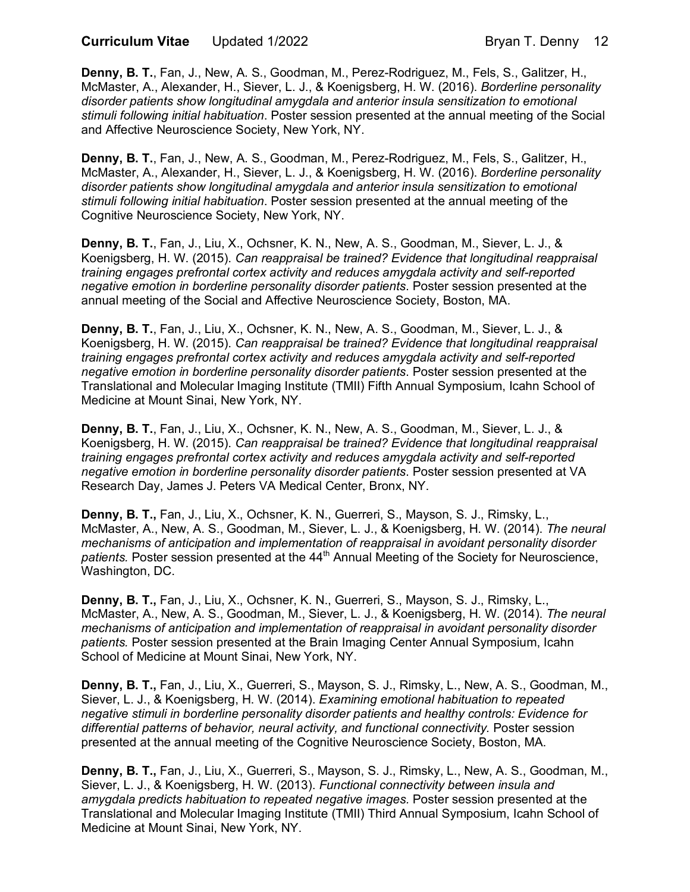**Denny, B. T.**, Fan, J., New, A. S., Goodman, M., Perez-Rodriguez, M., Fels, S., Galitzer, H., McMaster, A., Alexander, H., Siever, L. J., & Koenigsberg, H. W. (2016). *Borderline personality disorder patients show longitudinal amygdala and anterior insula sensitization to emotional stimuli following initial habituation*. Poster session presented at the annual meeting of the Social and Affective Neuroscience Society, New York, NY.

**Denny, B. T.**, Fan, J., New, A. S., Goodman, M., Perez-Rodriguez, M., Fels, S., Galitzer, H., McMaster, A., Alexander, H., Siever, L. J., & Koenigsberg, H. W. (2016). *Borderline personality disorder patients show longitudinal amygdala and anterior insula sensitization to emotional stimuli following initial habituation*. Poster session presented at the annual meeting of the Cognitive Neuroscience Society, New York, NY.

**Denny, B. T.**, Fan, J., Liu, X., Ochsner, K. N., New, A. S., Goodman, M., Siever, L. J., & Koenigsberg, H. W. (2015). *Can reappraisal be trained? Evidence that longitudinal reappraisal training engages prefrontal cortex activity and reduces amygdala activity and self-reported negative emotion in borderline personality disorder patients*. Poster session presented at the annual meeting of the Social and Affective Neuroscience Society, Boston, MA.

**Denny, B. T.**, Fan, J., Liu, X., Ochsner, K. N., New, A. S., Goodman, M., Siever, L. J., & Koenigsberg, H. W. (2015). *Can reappraisal be trained? Evidence that longitudinal reappraisal training engages prefrontal cortex activity and reduces amygdala activity and self-reported negative emotion in borderline personality disorder patients*. Poster session presented at the Translational and Molecular Imaging Institute (TMII) Fifth Annual Symposium, Icahn School of Medicine at Mount Sinai, New York, NY.

**Denny, B. T.**, Fan, J., Liu, X., Ochsner, K. N., New, A. S., Goodman, M., Siever, L. J., & Koenigsberg, H. W. (2015). *Can reappraisal be trained? Evidence that longitudinal reappraisal training engages prefrontal cortex activity and reduces amygdala activity and self-reported negative emotion in borderline personality disorder patients*. Poster session presented at VA Research Day, James J. Peters VA Medical Center, Bronx, NY.

**Denny, B. T.,** Fan, J., Liu, X., Ochsner, K. N., Guerreri, S., Mayson, S. J., Rimsky, L., McMaster, A., New, A. S., Goodman, M., Siever, L. J., & Koenigsberg, H. W. (2014). *The neural mechanisms of anticipation and implementation of reappraisal in avoidant personality disorder patients.* Poster session presented at the 44th Annual Meeting of the Society for Neuroscience, Washington, DC.

**Denny, B. T.,** Fan, J., Liu, X., Ochsner, K. N., Guerreri, S., Mayson, S. J., Rimsky, L., McMaster, A., New, A. S., Goodman, M., Siever, L. J., & Koenigsberg, H. W. (2014). *The neural mechanisms of anticipation and implementation of reappraisal in avoidant personality disorder patients.* Poster session presented at the Brain Imaging Center Annual Symposium, Icahn School of Medicine at Mount Sinai, New York, NY.

**Denny, B. T.,** Fan, J., Liu, X., Guerreri, S., Mayson, S. J., Rimsky, L., New, A. S., Goodman, M., Siever, L. J., & Koenigsberg, H. W. (2014). *Examining emotional habituation to repeated negative stimuli in borderline personality disorder patients and healthy controls: Evidence for differential patterns of behavior, neural activity, and functional connectivity.* Poster session presented at the annual meeting of the Cognitive Neuroscience Society, Boston, MA.

**Denny, B. T.,** Fan, J., Liu, X., Guerreri, S., Mayson, S. J., Rimsky, L., New, A. S., Goodman, M., Siever, L. J., & Koenigsberg, H. W. (2013). *Functional connectivity between insula and amygdala predicts habituation to repeated negative images.* Poster session presented at the Translational and Molecular Imaging Institute (TMII) Third Annual Symposium, Icahn School of Medicine at Mount Sinai, New York, NY.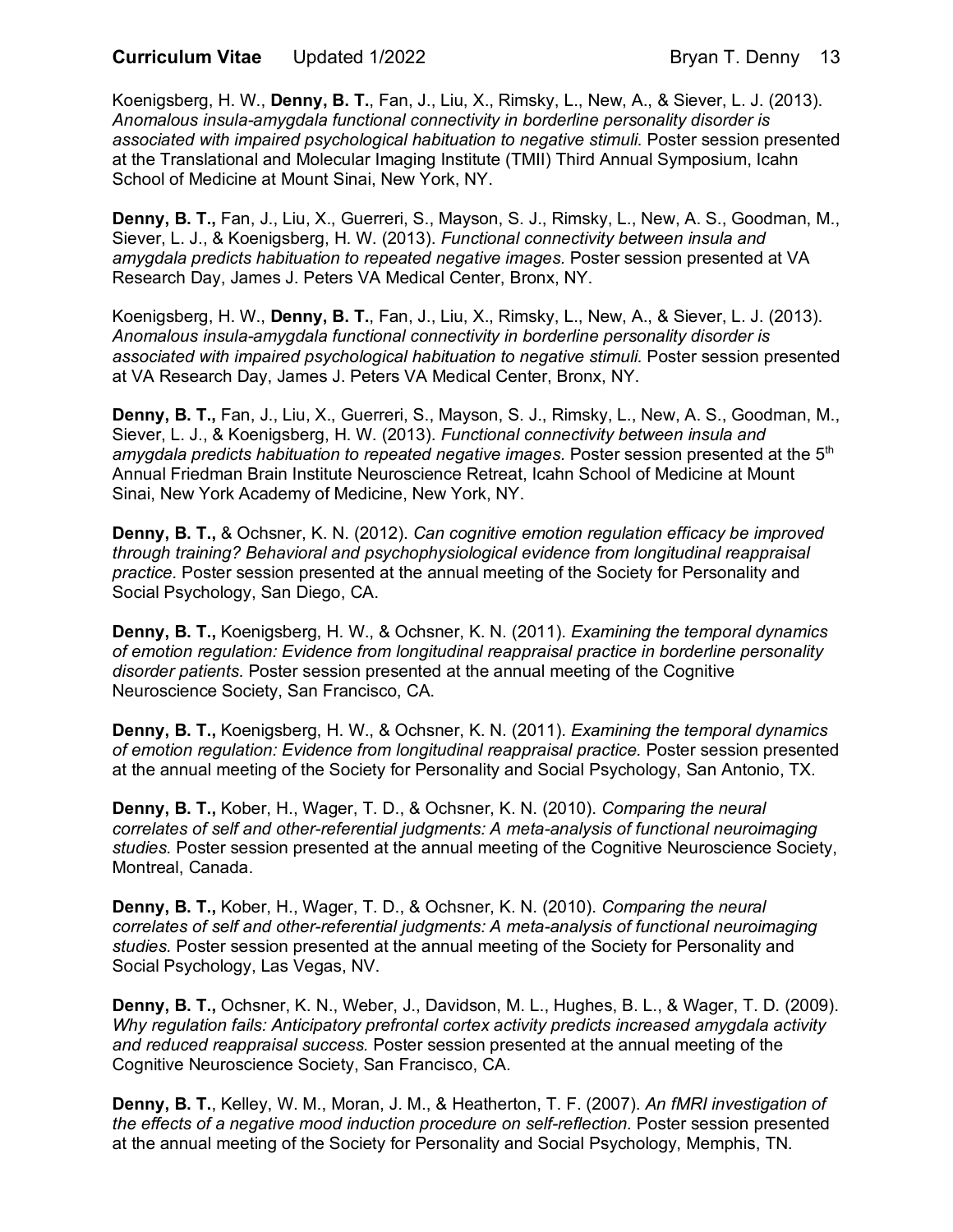Koenigsberg, H. W., **Denny, B. T.**, Fan, J., Liu, X., Rimsky, L., New, A., & Siever, L. J. (2013). *Anomalous insula-amygdala functional connectivity in borderline personality disorder is associated with impaired psychological habituation to negative stimuli.* Poster session presented at the Translational and Molecular Imaging Institute (TMII) Third Annual Symposium, Icahn School of Medicine at Mount Sinai, New York, NY.

**Denny, B. T.,** Fan, J., Liu, X., Guerreri, S., Mayson, S. J., Rimsky, L., New, A. S., Goodman, M., Siever, L. J., & Koenigsberg, H. W. (2013). *Functional connectivity between insula and amygdala predicts habituation to repeated negative images.* Poster session presented at VA Research Day, James J. Peters VA Medical Center, Bronx, NY.

Koenigsberg, H. W., **Denny, B. T.**, Fan, J., Liu, X., Rimsky, L., New, A., & Siever, L. J. (2013). *Anomalous insula-amygdala functional connectivity in borderline personality disorder is associated with impaired psychological habituation to negative stimuli.* Poster session presented at VA Research Day, James J. Peters VA Medical Center, Bronx, NY.

**Denny, B. T.,** Fan, J., Liu, X., Guerreri, S., Mayson, S. J., Rimsky, L., New, A. S., Goodman, M., Siever, L. J., & Koenigsberg, H. W. (2013). *Functional connectivity between insula and amygdala predicts habituation to repeated negative images.* Poster session presented at the 5th Annual Friedman Brain Institute Neuroscience Retreat, Icahn School of Medicine at Mount Sinai, New York Academy of Medicine, New York, NY.

**Denny, B. T.,** & Ochsner, K. N. (2012). *Can cognitive emotion regulation efficacy be improved through training? Behavioral and psychophysiological evidence from longitudinal reappraisal practice.* Poster session presented at the annual meeting of the Society for Personality and Social Psychology, San Diego, CA.

**Denny, B. T.,** Koenigsberg, H. W., & Ochsner, K. N. (2011). *Examining the temporal dynamics of emotion regulation: Evidence from longitudinal reappraisal practice in borderline personality disorder patients.* Poster session presented at the annual meeting of the Cognitive Neuroscience Society, San Francisco, CA.

**Denny, B. T.,** Koenigsberg, H. W., & Ochsner, K. N. (2011). *Examining the temporal dynamics of emotion regulation: Evidence from longitudinal reappraisal practice.* Poster session presented at the annual meeting of the Society for Personality and Social Psychology, San Antonio, TX.

**Denny, B. T.,** Kober, H., Wager, T. D., & Ochsner, K. N. (2010). *Comparing the neural correlates of self and other-referential judgments: A meta-analysis of functional neuroimaging studies.* Poster session presented at the annual meeting of the Cognitive Neuroscience Society, Montreal, Canada.

**Denny, B. T.,** Kober, H., Wager, T. D., & Ochsner, K. N. (2010). *Comparing the neural correlates of self and other-referential judgments: A meta-analysis of functional neuroimaging studies.* Poster session presented at the annual meeting of the Society for Personality and Social Psychology, Las Vegas, NV.

**Denny, B. T.,** Ochsner, K. N., Weber, J., Davidson, M. L., Hughes, B. L., & Wager, T. D. (2009). *Why regulation fails: Anticipatory prefrontal cortex activity predicts increased amygdala activity and reduced reappraisal success.* Poster session presented at the annual meeting of the Cognitive Neuroscience Society, San Francisco, CA.

**Denny, B. T.**, Kelley, W. M., Moran, J. M., & Heatherton, T. F. (2007). *An fMRI investigation of the effects of a negative mood induction procedure on self-reflection.* Poster session presented at the annual meeting of the Society for Personality and Social Psychology, Memphis, TN.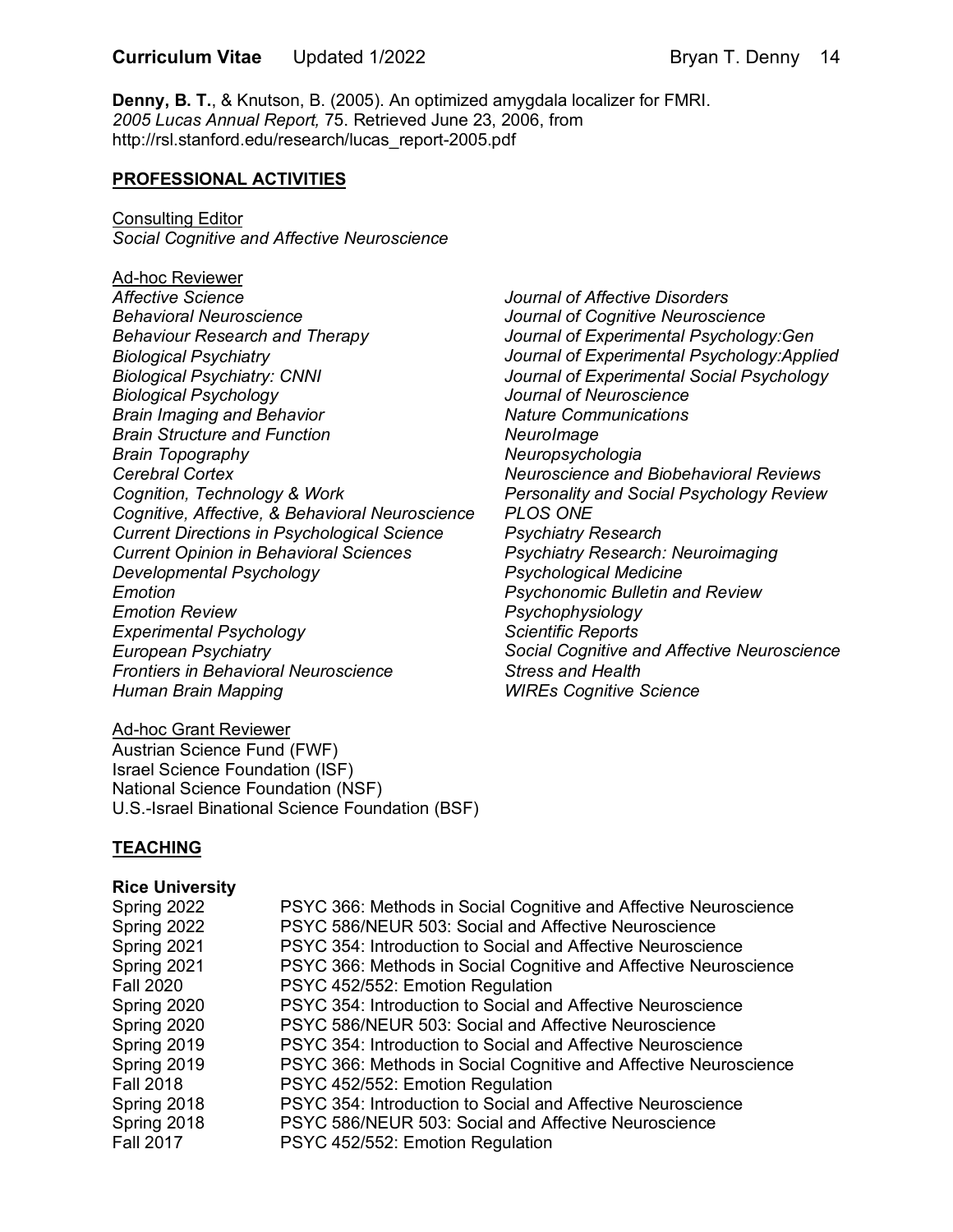**Denny, B. T.**, & Knutson, B. (2005). An optimized amygdala localizer for FMRI. *2005 Lucas Annual Report,* 75. Retrieved June 23, 2006, from http://rsl.stanford.edu/research/lucas_report-2005.pdf

## PROFESSIONAL ACTIVITIES

Consulting Editor
*Social Cognitive and Affective Neuroscience*

Ad-hoc Reviewer
*Affective Science*
*Behavioral Neuroscience*
*Behaviour Research and Therapy*
*Biological Psychiatry*
*Biological Psychiatry: CNNI*
*Biological Psychology*
*Brain Imaging and Behavior*
*Brain Structure and Function*
*Brain Topography*
*Cerebral Cortex*
*Cognition, Technology & Work*
*Cognitive, Affective, & Behavioral Neuroscience*
*Current Directions in Psychological Science*
*Current Opinion in Behavioral Sciences*
*Developmental Psychology*
*Emotion*
*Emotion Review*
*Experimental Psychology*
*European Psychiatry*
*Frontiers in Behavioral Neuroscience*
*Human Brain Mapping*
*Journal of Affective Disorders*
*Journal of Cognitive Neuroscience*
*Journal of Experimental Psychology:Gen*
*Journal of Experimental Psychology:Applied*
*Journal of Experimental Social Psychology*
*Journal of Neuroscience*
*Nature Communications*
*NeuroImage*
*Neuropsychologia*
*Neuroscience and Biobehavioral Reviews*
*Personality and Social Psychology Review*
*PLOS ONE*
*Psychiatry Research*
*Psychiatry Research: Neuroimaging*
*Psychological Medicine*
*Psychonomic Bulletin and Review*
*Psychophysiology*
*Scientific Reports*
*Social Cognitive and Affective Neuroscience*
*Stress and Health*
*WIREs Cognitive Science*

Ad-hoc Grant Reviewer
Austrian Science Fund (FWF)
Israel Science Foundation (ISF)
National Science Foundation (NSF)
U.S.-Israel Binational Science Foundation (BSF)

## TEACHING

**Rice University**

| | |
|---|---|
| Spring 2022 | PSYC 366: Methods in Social Cognitive and Affective Neuroscience |
| Spring 2022 | PSYC 586/NEUR 503: Social and Affective Neuroscience |
| Spring 2021 | PSYC 354: Introduction to Social and Affective Neuroscience |
| Spring 2021 | PSYC 366: Methods in Social Cognitive and Affective Neuroscience |
| Fall 2020 | PSYC 452/552: Emotion Regulation |
| Spring 2020 | PSYC 354: Introduction to Social and Affective Neuroscience |
| Spring 2020 | PSYC 586/NEUR 503: Social and Affective Neuroscience |
| Spring 2019 | PSYC 354: Introduction to Social and Affective Neuroscience |
| Spring 2019 | PSYC 366: Methods in Social Cognitive and Affective Neuroscience |
| Fall 2018 | PSYC 452/552: Emotion Regulation |
| Spring 2018 | PSYC 354: Introduction to Social and Affective Neuroscience |
| Spring 2018 | PSYC 586/NEUR 503: Social and Affective Neuroscience |
| Fall 2017 | PSYC 452/552: Emotion Regulation |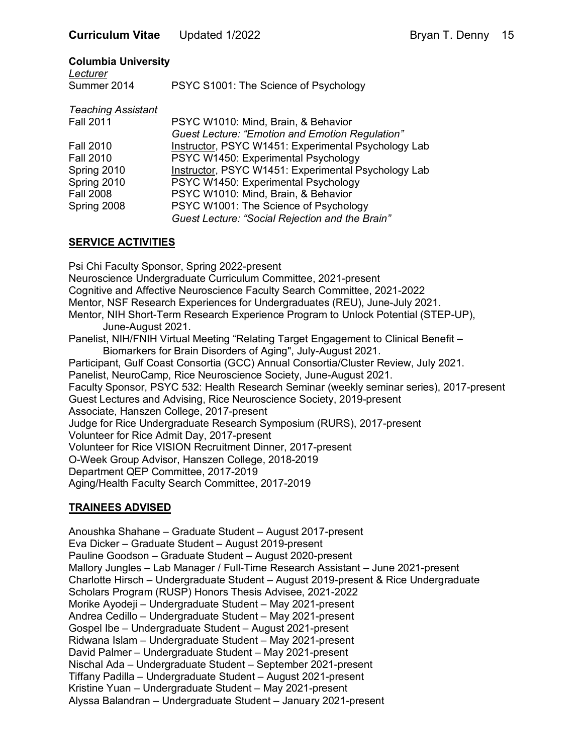**Columbia University**

*Lecturer*

| | |
|---|---|
| Summer 2014 | PSYC S1001: The Science of Psychology |

*Teaching Assistant*

| | |
|---|---|
| Fall 2011 | PSYC W1010: Mind, Brain, & Behavior<br>*Guest Lecture: "Emotion and Emotion Regulation"* |
| Fall 2010 | Instructor, PSYC W1451: Experimental Psychology Lab |
| Fall 2010 | PSYC W1450: Experimental Psychology |
| Spring 2010 | Instructor, PSYC W1451: Experimental Psychology Lab |
| Spring 2010 | PSYC W1450: Experimental Psychology |
| Fall 2008 | PSYC W1010: Mind, Brain, & Behavior |
| Spring 2008 | PSYC W1001: The Science of Psychology<br>*Guest Lecture: "Social Rejection and the Brain"* |

## SERVICE ACTIVITIES

Psi Chi Faculty Sponsor, Spring 2022-present
Neuroscience Undergraduate Curriculum Committee, 2021-present
Cognitive and Affective Neuroscience Faculty Search Committee, 2021-2022
Mentor, NSF Research Experiences for Undergraduates (REU), June-July 2021.
Mentor, NIH Short-Term Research Experience Program to Unlock Potential (STEP-UP), June-August 2021.
Panelist, NIH/FNIH Virtual Meeting "Relating Target Engagement to Clinical Benefit – Biomarkers for Brain Disorders of Aging", July-August 2021.
Participant, Gulf Coast Consortia (GCC) Annual Consortia/Cluster Review, July 2021.
Panelist, NeuroCamp, Rice Neuroscience Society, June-August 2021.
Faculty Sponsor, PSYC 532: Health Research Seminar (weekly seminar series), 2017-present
Guest Lectures and Advising, Rice Neuroscience Society, 2019-present
Associate, Hanszen College, 2017-present
Judge for Rice Undergraduate Research Symposium (RURS), 2017-present
Volunteer for Rice Admit Day, 2017-present
Volunteer for Rice VISION Recruitment Dinner, 2017-present
O-Week Group Advisor, Hanszen College, 2018-2019
Department QEP Committee, 2017-2019
Aging/Health Faculty Search Committee, 2017-2019

## TRAINEES ADVISED

Anoushka Shahane – Graduate Student – August 2017-present
Eva Dicker – Graduate Student – August 2019-present
Pauline Goodson – Graduate Student – August 2020-present
Mallory Jungles – Lab Manager / Full-Time Research Assistant – June 2021-present
Charlotte Hirsch – Undergraduate Student – August 2019-present & Rice Undergraduate Scholars Program (RUSP) Honors Thesis Advisee, 2021-2022
Morike Ayodeji – Undergraduate Student – May 2021-present
Andrea Cedillo – Undergraduate Student – May 2021-present
Gospel Ibe – Undergraduate Student – August 2021-present
Ridwana Islam – Undergraduate Student – May 2021-present
David Palmer – Undergraduate Student – May 2021-present
Nischal Ada – Undergraduate Student – September 2021-present
Tiffany Padilla – Undergraduate Student – August 2021-present
Kristine Yuan – Undergraduate Student – May 2021-present
Alyssa Balandran – Undergraduate Student – January 2021-present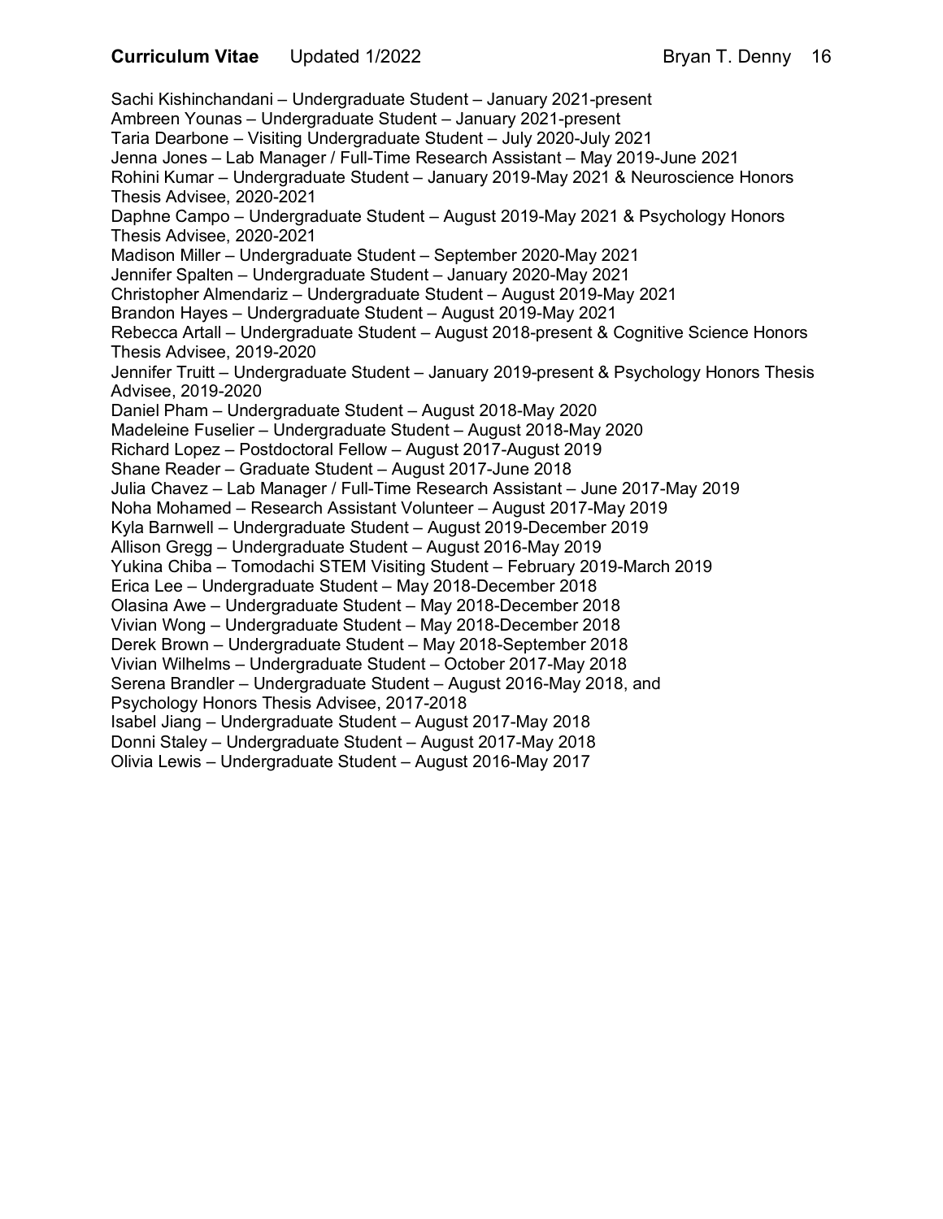Sachi Kishinchandani – Undergraduate Student – January 2021-present
Ambreen Younas – Undergraduate Student – January 2021-present
Taria Dearbone – Visiting Undergraduate Student – July 2020-July 2021
Jenna Jones – Lab Manager / Full-Time Research Assistant – May 2019-June 2021
Rohini Kumar – Undergraduate Student – January 2019-May 2021 & Neuroscience Honors Thesis Advisee, 2020-2021
Daphne Campo – Undergraduate Student – August 2019-May 2021 & Psychology Honors Thesis Advisee, 2020-2021
Madison Miller – Undergraduate Student – September 2020-May 2021
Jennifer Spalten – Undergraduate Student – January 2020-May 2021
Christopher Almendariz – Undergraduate Student – August 2019-May 2021
Brandon Hayes – Undergraduate Student – August 2019-May 2021
Rebecca Artall – Undergraduate Student – August 2018-present & Cognitive Science Honors Thesis Advisee, 2019-2020
Jennifer Truitt – Undergraduate Student – January 2019-present & Psychology Honors Thesis Advisee, 2019-2020
Daniel Pham – Undergraduate Student – August 2018-May 2020
Madeleine Fuselier – Undergraduate Student – August 2018-May 2020
Richard Lopez – Postdoctoral Fellow – August 2017-August 2019
Shane Reader – Graduate Student – August 2017-June 2018
Julia Chavez – Lab Manager / Full-Time Research Assistant – June 2017-May 2019
Noha Mohamed – Research Assistant Volunteer – August 2017-May 2019
Kyla Barnwell – Undergraduate Student – August 2019-December 2019
Allison Gregg – Undergraduate Student – August 2016-May 2019
Yukina Chiba – Tomodachi STEM Visiting Student – February 2019-March 2019
Erica Lee – Undergraduate Student – May 2018-December 2018
Olasina Awe – Undergraduate Student – May 2018-December 2018
Vivian Wong – Undergraduate Student – May 2018-December 2018
Derek Brown – Undergraduate Student – May 2018-September 2018
Vivian Wilhelms – Undergraduate Student – October 2017-May 2018
Serena Brandler – Undergraduate Student – August 2016-May 2018, and Psychology Honors Thesis Advisee, 2017-2018
Isabel Jiang – Undergraduate Student – August 2017-May 2018
Donni Staley – Undergraduate Student – August 2017-May 2018
Olivia Lewis – Undergraduate Student – August 2016-May 2017